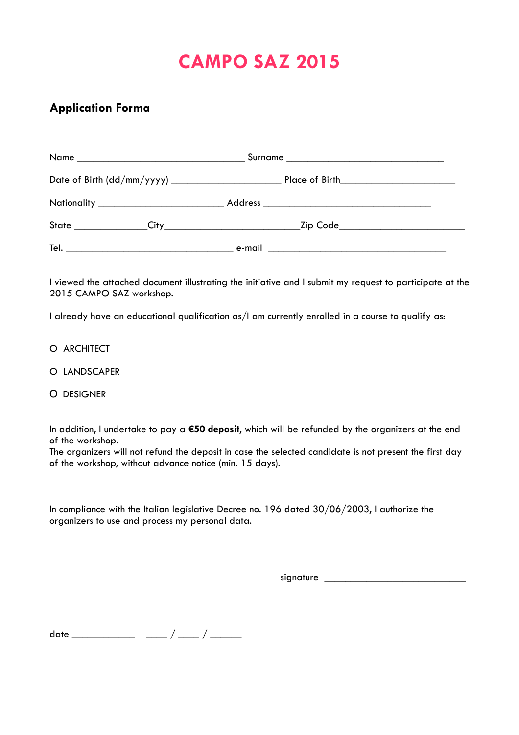# CAMPO SAZ 2015

## Application Forma

Name _________________________________ Surname _______________________________

Date of Birth (dd/mm/yyyy) _____________________ Place of Birth______________________

Nationality _________________________ Address _________________________________

State ______________City__________________________Zip Code________________________

Tel. _________________________________ e-mail ___________________________________

I viewed the attached document illustrating the initiative and I submit my request to participate at the 2015 CAMPO SAZ workshop.

I already have an educational qualification as/I am currently enrolled in a course to qualify as:

O ARCHITECT

O LANDSCAPER

O DESIGNER

In addition, I undertake to pay a **€50 deposit**, which will be refunded by the organizers at the end of the workshop**.**
The organizers will not refund the deposit in case the selected candidate is not present the first day of the workshop, without advance notice (min. 15 days).

In compliance with the Italian legislative Decree no. 196 dated 30/06/2003, I authorize the organizers to use and process my personal data.

signature ____________________________

date ____________ ____ / ____ / ______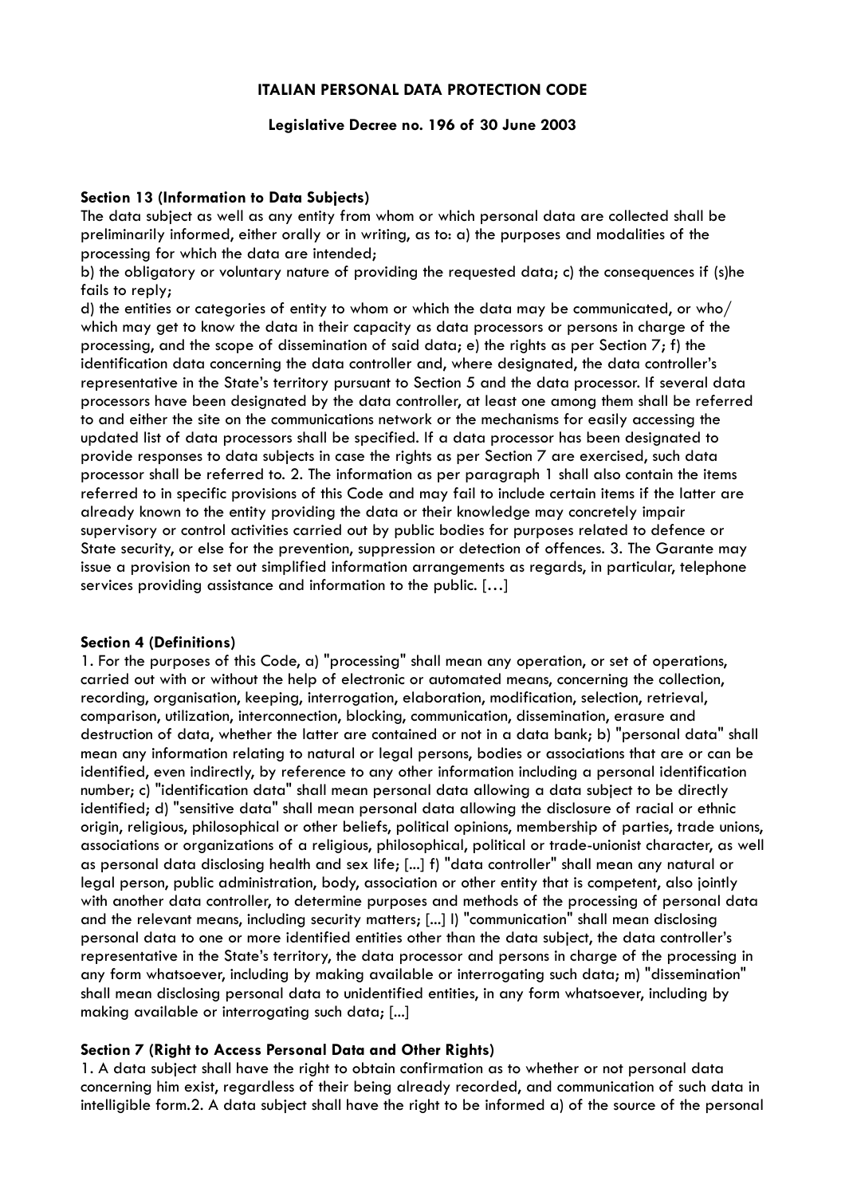**ITALIAN PERSONAL DATA PROTECTION CODE**

**Legislative Decree no. 196 of 30 June 2003**

**Section 13 (Information to Data Subjects)**

The data subject as well as any entity from whom or which personal data are collected shall be preliminarily informed, either orally or in writing, as to: a) the purposes and modalities of the processing for which the data are intended;

b) the obligatory or voluntary nature of providing the requested data; c) the consequences if (s)he fails to reply;

d) the entities or categories of entity to whom or which the data may be communicated, or who/ which may get to know the data in their capacity as data processors or persons in charge of the processing, and the scope of dissemination of said data; e) the rights as per Section 7; f) the identification data concerning the data controller and, where designated, the data controller's representative in the State's territory pursuant to Section 5 and the data processor. If several data processors have been designated by the data controller, at least one among them shall be referred to and either the site on the communications network or the mechanisms for easily accessing the updated list of data processors shall be specified. If a data processor has been designated to provide responses to data subjects in case the rights as per Section 7 are exercised, such data processor shall be referred to. 2. The information as per paragraph 1 shall also contain the items referred to in specific provisions of this Code and may fail to include certain items if the latter are already known to the entity providing the data or their knowledge may concretely impair supervisory or control activities carried out by public bodies for purposes related to defence or State security, or else for the prevention, suppression or detection of offences. 3. The Garante may issue a provision to set out simplified information arrangements as regards, in particular, telephone services providing assistance and information to the public. […]

**Section 4 (Definitions)**

1. For the purposes of this Code, a) "processing" shall mean any operation, or set of operations, carried out with or without the help of electronic or automated means, concerning the collection, recording, organisation, keeping, interrogation, elaboration, modification, selection, retrieval, comparison, utilization, interconnection, blocking, communication, dissemination, erasure and destruction of data, whether the latter are contained or not in a data bank; b) "personal data" shall mean any information relating to natural or legal persons, bodies or associations that are or can be identified, even indirectly, by reference to any other information including a personal identification number; c) "identification data" shall mean personal data allowing a data subject to be directly identified; d) "sensitive data" shall mean personal data allowing the disclosure of racial or ethnic origin, religious, philosophical or other beliefs, political opinions, membership of parties, trade unions, associations or organizations of a religious, philosophical, political or trade-unionist character, as well as personal data disclosing health and sex life; [...] f) "data controller" shall mean any natural or legal person, public administration, body, association or other entity that is competent, also jointly with another data controller, to determine purposes and methods of the processing of personal data and the relevant means, including security matters; [...] l) "communication" shall mean disclosing personal data to one or more identified entities other than the data subject, the data controller's representative in the State's territory, the data processor and persons in charge of the processing in any form whatsoever, including by making available or interrogating such data; m) "dissemination" shall mean disclosing personal data to unidentified entities, in any form whatsoever, including by making available or interrogating such data; [...]

**Section 7 (Right to Access Personal Data and Other Rights)**

1. A data subject shall have the right to obtain confirmation as to whether or not personal data concerning him exist, regardless of their being already recorded, and communication of such data in intelligible form.2. A data subject shall have the right to be informed a) of the source of the personal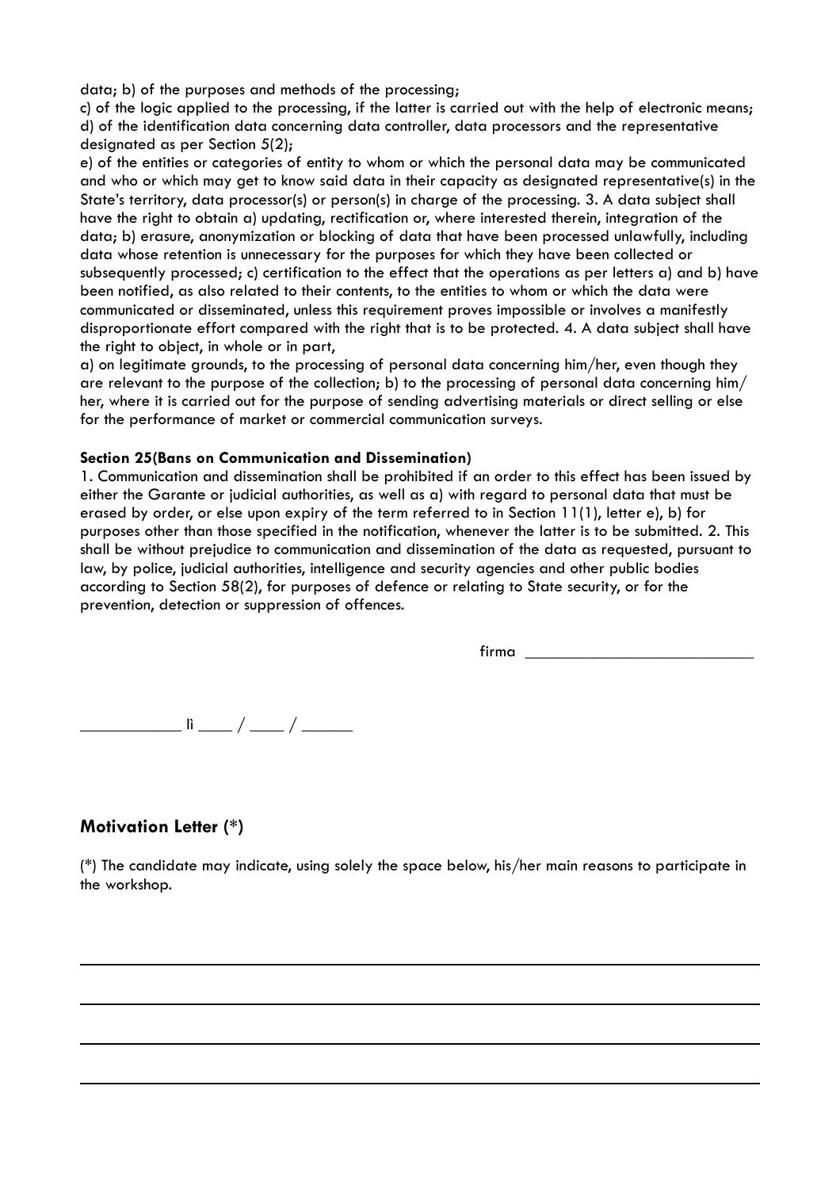data; b) of the purposes and methods of the processing;
c) of the logic applied to the processing, if the latter is carried out with the help of electronic means;
d) of the identification data concerning data controller, data processors and the representative designated as per Section 5(2);
e) of the entities or categories of entity to whom or which the personal data may be communicated and who or which may get to know said data in their capacity as designated representative(s) in the State's territory, data processor(s) or person(s) in charge of the processing. 3. A data subject shall have the right to obtain a) updating, rectification or, where interested therein, integration of the data; b) erasure, anonymization or blocking of data that have been processed unlawfully, including data whose retention is unnecessary for the purposes for which they have been collected or subsequently processed; c) certification to the effect that the operations as per letters a) and b) have been notified, as also related to their contents, to the entities to whom or which the data were communicated or disseminated, unless this requirement proves impossible or involves a manifestly disproportionate effort compared with the right that is to be protected. 4. A data subject shall have the right to object, in whole or in part,
a) on legitimate grounds, to the processing of personal data concerning him/her, even though they are relevant to the purpose of the collection; b) to the processing of personal data concerning him/her, where it is carried out for the purpose of sending advertising materials or direct selling or else for the performance of market or commercial communication surveys.

**Section 25(Bans on Communication and Dissemination)**

1. Communication and dissemination shall be prohibited if an order to this effect has been issued by either the Garante or judicial authorities, as well as a) with regard to personal data that must be erased by order, or else upon expiry of the term referred to in Section 11(1), letter e), b) for purposes other than those specified in the notification, whenever the latter is to be submitted. 2. This shall be without prejudice to communication and dissemination of the data as requested, pursuant to law, by police, judicial authorities, intelligence and security agencies and other public bodies according to Section 58(2), for purposes of defence or relating to State security, or for the prevention, detection or suppression of offences.

firma ___________________________

___________ lì ____ / ____ / ______

## Motivation Letter (*)

(*) The candidate may indicate, using solely the space below, his/her main reasons to participate in the workshop.

______________________________________________________________________________

______________________________________________________________________________

______________________________________________________________________________

______________________________________________________________________________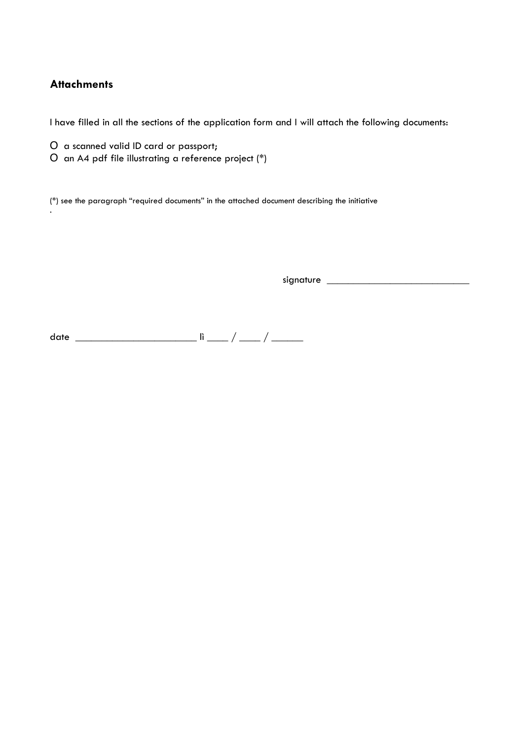## Attachments

I have filled in all the sections of the application form and I will attach the following documents:

O a scanned valid ID card or passport;
O an A4 pdf file illustrating a reference project (*)

(*) see the paragraph “required documents” in the attached document describing the initiative
.

signature ____________________________

date _______________________ lì ____ / ____ / ______